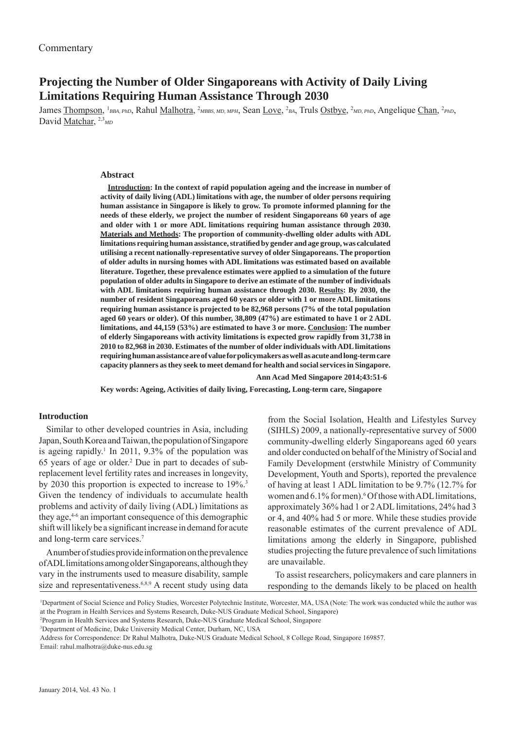Commentary

# Projecting the Number of Older Singaporeans with Activity of Daily Living Limitations Requiring Human Assistance Through 2030

James Thompson, [1] *BBA, PhD*, Rahul Malhotra, [2] *MBBS, MD, MPH*, Sean Love, [2] *BA*, Truls Ostbye, [2] *MD, PhD*, Angelique Chan, [2] *PhD*, David Matchar, [2,3] *MD*

## Abstract

**Introduction: In the context of rapid population ageing and the increase in number of activity of daily living (ADL) limitations with age, the number of older persons requiring human assistance in Singapore is likely to grow. To promote informed planning for the needs of these elderly, we project the number of resident Singaporeans 60 years of age and older with 1 or more ADL limitations requiring human assistance through 2030. Materials and Methods: The proportion of community-dwelling older adults with ADL limitations requiring human assistance, stratified by gender and age group, was calculated utilising a recent nationally-representative survey of older Singaporeans. The proportion of older adults in nursing homes with ADL limitations was estimated based on available literature. Together, these prevalence estimates were applied to a simulation of the future population of older adults in Singapore to derive an estimate of the number of individuals with ADL limitations requiring human assistance through 2030. Results: By 2030, the number of resident Singaporeans aged 60 years or older with 1 or more ADL limitations requiring human assistance is projected to be 82,968 persons (7% of the total population aged 60 years or older). Of this number, 38,809 (47%) are estimated to have 1 or 2 ADL limitations, and 44,159 (53%) are estimated to have 3 or more. Conclusion: The number of elderly Singaporeans with activity limitations is expected grow rapidly from 31,738 in 2010 to 82,968 in 2030. Estimates of the number of older individuals with ADL limitations requiring human assistance are of value for policymakers as well as acute and long-term care capacity planners as they seek to meet demand for health and social services in Singapore.**

**Ann Acad Med Singapore 2014;43:51-6**

**Key words: Ageing, Activities of daily living, Forecasting, Long-term care, Singapore**

## Introduction

Similar to other developed countries in Asia, including Japan, South Korea and Taiwan, the population of Singapore is ageing rapidly.[1] In 2011, 9.3% of the population was 65 years of age or older.[2] Due in part to decades of sub-replacement level fertility rates and increases in longevity, by 2030 this proportion is expected to increase to 19%.[3] Given the tendency of individuals to accumulate health problems and activity of daily living (ADL) limitations as they age,[4-6] an important consequence of this demographic shift will likely be a significant increase in demand for acute and long-term care services.[7]

A number of studies provide information on the prevalence of ADL limitations among older Singaporeans, although they vary in the instruments used to measure disability, sample size and representativeness.[6,8,9] A recent study using data from the Social Isolation, Health and Lifestyles Survey (SIHLS) 2009, a nationally-representative survey of 5000 community-dwelling elderly Singaporeans aged 60 years and older conducted on behalf of the Ministry of Social and Family Development (erstwhile Ministry of Community Development, Youth and Sports), reported the prevalence of having at least 1 ADL limitation to be 9.7% (12.7% for women and 6.1% for men).[6] Of those with ADL limitations, approximately 36% had 1 or 2 ADL limitations, 24% had 3 or 4, and 40% had 5 or more. While these studies provide reasonable estimates of the current prevalence of ADL limitations among the elderly in Singapore, published studies projecting the future prevalence of such limitations are unavailable.

To assist researchers, policymakers and care planners in responding to the demands likely to be placed on health

[1] Department of Social Science and Policy Studies, Worcester Polytechnic Institute, Worcester, MA, USA (Note: The work was conducted while the author was at the Program in Health Services and Systems Research, Duke-NUS Graduate Medical School, Singapore)

[2] Program in Health Services and Systems Research, Duke-NUS Graduate Medical School, Singapore

[3] Department of Medicine, Duke University Medical Center, Durham, NC, USA

Address for Correspondence: Dr Rahul Malhotra, Duke-NUS Graduate Medical School, 8 College Road, Singapore 169857.
Email: rahul.malhotra@duke-nus.edu.sg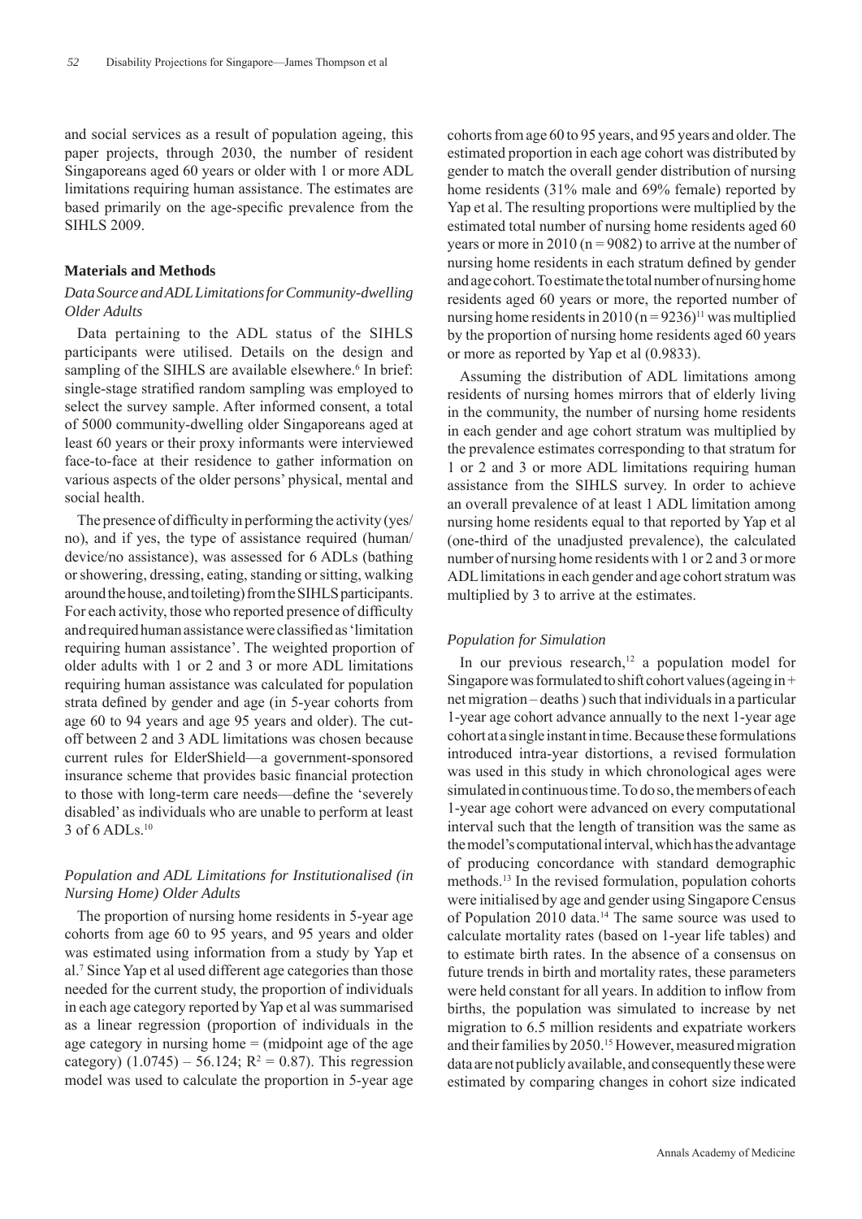and social services as a result of population ageing, this paper projects, through 2030, the number of resident Singaporeans aged 60 years or older with 1 or more ADL limitations requiring human assistance. The estimates are based primarily on the age-specific prevalence from the SIHLS 2009.

## Materials and Methods

### *Data Source and ADL Limitations for Community-dwelling Older Adults*

Data pertaining to the ADL status of the SIHLS participants were utilised. Details on the design and sampling of the SIHLS are available elsewhere.[6] In brief: single-stage stratified random sampling was employed to select the survey sample. After informed consent, a total of 5000 community-dwelling older Singaporeans aged at least 60 years or their proxy informants were interviewed face-to-face at their residence to gather information on various aspects of the older persons' physical, mental and social health.

The presence of difficulty in performing the activity (yes/no), and if yes, the type of assistance required (human/device/no assistance), was assessed for 6 ADLs (bathing or showering, dressing, eating, standing or sitting, walking around the house, and toileting) from the SIHLS participants. For each activity, those who reported presence of difficulty and required human assistance were classified as 'limitation requiring human assistance'. The weighted proportion of older adults with 1 or 2 and 3 or more ADL limitations requiring human assistance was calculated for population strata defined by gender and age (in 5-year cohorts from age 60 to 94 years and age 95 years and older). The cut-off between 2 and 3 ADL limitations was chosen because current rules for ElderShield—a government-sponsored insurance scheme that provides basic financial protection to those with long-term care needs—define the 'severely disabled' as individuals who are unable to perform at least 3 of 6 ADLs.[10]

### *Population and ADL Limitations for Institutionalised (in Nursing Home) Older Adults*

The proportion of nursing home residents in 5-year age cohorts from age 60 to 95 years, and 95 years and older was estimated using information from a study by Yap et al.[7] Since Yap et al used different age categories than those needed for the current study, the proportion of individuals in each age category reported by Yap et al was summarised as a linear regression (proportion of individuals in the age category in nursing home = (midpoint age of the age category) (1.0745) – 56.124; $R^2 = 0.87$). This regression model was used to calculate the proportion in 5-year age cohorts from age 60 to 95 years, and 95 years and older. The estimated proportion in each age cohort was distributed by gender to match the overall gender distribution of nursing home residents (31% male and 69% female) reported by Yap et al. The resulting proportions were multiplied by the estimated total number of nursing home residents aged 60 years or more in 2010 (n = 9082) to arrive at the number of nursing home residents in each stratum defined by gender and age cohort. To estimate the total number of nursing home residents aged 60 years or more, the reported number of nursing home residents in 2010 (n = 9236)[11] was multiplied by the proportion of nursing home residents aged 60 years or more as reported by Yap et al (0.9833).

Assuming the distribution of ADL limitations among residents of nursing homes mirrors that of elderly living in the community, the number of nursing home residents in each gender and age cohort stratum was multiplied by the prevalence estimates corresponding to that stratum for 1 or 2 and 3 or more ADL limitations requiring human assistance from the SIHLS survey. In order to achieve an overall prevalence of at least 1 ADL limitation among nursing home residents equal to that reported by Yap et al (one-third of the unadjusted prevalence), the calculated number of nursing home residents with 1 or 2 and 3 or more ADL limitations in each gender and age cohort stratum was multiplied by 3 to arrive at the estimates.

### *Population for Simulation*

In our previous research,[12] a population model for Singapore was formulated to shift cohort values (ageing in + net migration – deaths) such that individuals in a particular 1-year age cohort advance annually to the next 1-year age cohort at a single instant in time. Because these formulations introduced intra-year distortions, a revised formulation was used in this study in which chronological ages were simulated in continuous time. To do so, the members of each 1-year age cohort were advanced on every computational interval such that the length of transition was the same as the model's computational interval, which has the advantage of producing concordance with standard demographic methods.[13] In the revised formulation, population cohorts were initialised by age and gender using Singapore Census of Population 2010 data.[14] The same source was used to calculate mortality rates (based on 1-year life tables) and to estimate birth rates. In the absence of a consensus on future trends in birth and mortality rates, these parameters were held constant for all years. In addition to inflow from births, the population was simulated to increase by net migration to 6.5 million residents and expatriate workers and their families by 2050.[15] However, measured migration data are not publicly available, and consequently these were estimated by comparing changes in cohort size indicated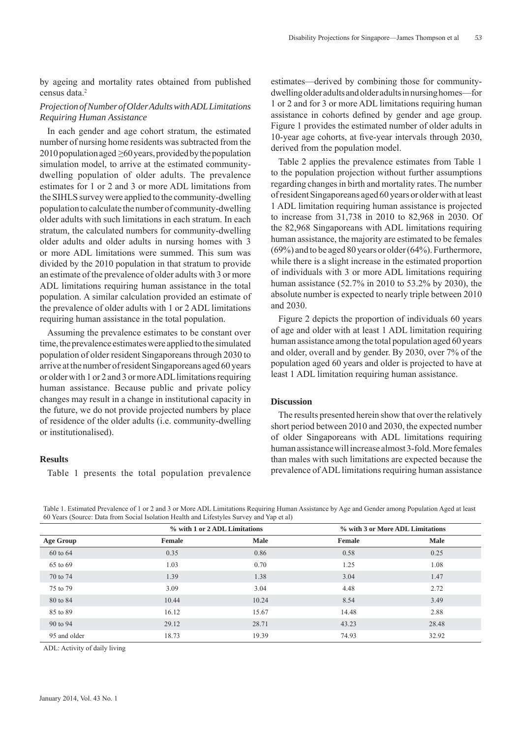by ageing and mortality rates obtained from published census data.[2]

### *Projection of Number of Older Adults with ADL Limitations Requiring Human Assistance*

In each gender and age cohort stratum, the estimated number of nursing home residents was subtracted from the 2010 population aged ≥60 years, provided by the population simulation model, to arrive at the estimated community-dwelling population of older adults. The prevalence estimates for 1 or 2 and 3 or more ADL limitations from the SIHLS survey were applied to the community-dwelling population to calculate the number of community-dwelling older adults with such limitations in each stratum. In each stratum, the calculated numbers for community-dwelling older adults and older adults in nursing homes with 3 or more ADL limitations were summed. This sum was divided by the 2010 population in that stratum to provide an estimate of the prevalence of older adults with 3 or more ADL limitations requiring human assistance in the total population. A similar calculation provided an estimate of the prevalence of older adults with 1 or 2 ADL limitations requiring human assistance in the total population.

Assuming the prevalence estimates to be constant over time, the prevalence estimates were applied to the simulated population of older resident Singaporeans through 2030 to arrive at the number of resident Singaporeans aged 60 years or older with 1 or 2 and 3 or more ADL limitations requiring human assistance. Because public and private policy changes may result in a change in institutional capacity in the future, we do not provide projected numbers by place of residence of the older adults (i.e. community-dwelling or institutionalised).

## Results

Table 1 presents the total population prevalence estimates—derived by combining those for community-dwelling older adults and older adults in nursing homes—for 1 or 2 and for 3 or more ADL limitations requiring human assistance in cohorts defined by gender and age group. Figure 1 provides the estimated number of older adults in 10-year age cohorts, at five-year intervals through 2030, derived from the population model.

Table 2 applies the prevalence estimates from Table 1 to the population projection without further assumptions regarding changes in birth and mortality rates. The number of resident Singaporeans aged 60 years or older with at least 1 ADL limitation requiring human assistance is projected to increase from 31,738 in 2010 to 82,968 in 2030. Of the 82,968 Singaporeans with ADL limitations requiring human assistance, the majority are estimated to be females (69%) and to be aged 80 years or older (64%). Furthermore, while there is a slight increase in the estimated proportion of individuals with 3 or more ADL limitations requiring human assistance (52.7% in 2010 to 53.2% by 2030), the absolute number is expected to nearly triple between 2010 and 2030.

Figure 2 depicts the proportion of individuals 60 years of age and older with at least 1 ADL limitation requiring human assistance among the total population aged 60 years and older, overall and by gender. By 2030, over 7% of the population aged 60 years and older is projected to have at least 1 ADL limitation requiring human assistance.

## Discussion

The results presented herein show that over the relatively short period between 2010 and 2030, the expected number of older Singaporeans with ADL limitations requiring human assistance will increase almost 3-fold. More females than males with such limitations are expected because the prevalence of ADL limitations requiring human assistance

Table 1. Estimated Prevalence of 1 or 2 and 3 or More ADL Limitations Requiring Human Assistance by Age and Gender among Population Aged at least 60 Years (Source: Data from Social Isolation Health and Lifestyles Survey and Yap et al)

| | % with 1 or 2 ADL Limitations | | % with 3 or More ADL Limitations | |
|---|---|---|---|---|
| **Age Group** | **Female** | **Male** | **Female** | **Male** |
| 60 to 64 | 0.35 | 0.86 | 0.58 | 0.25 |
| 65 to 69 | 1.03 | 0.70 | 1.25 | 1.08 |
| 70 to 74 | 1.39 | 1.38 | 3.04 | 1.47 |
| 75 to 79 | 3.09 | 3.04 | 4.48 | 2.72 |
| 80 to 84 | 10.44 | 10.24 | 8.54 | 3.49 |
| 85 to 89 | 16.12 | 15.67 | 14.48 | 2.88 |
| 90 to 94 | 29.12 | 28.71 | 43.23 | 28.48 |
| 95 and older | 18.73 | 19.39 | 74.93 | 32.92 |

ADL: Activity of daily living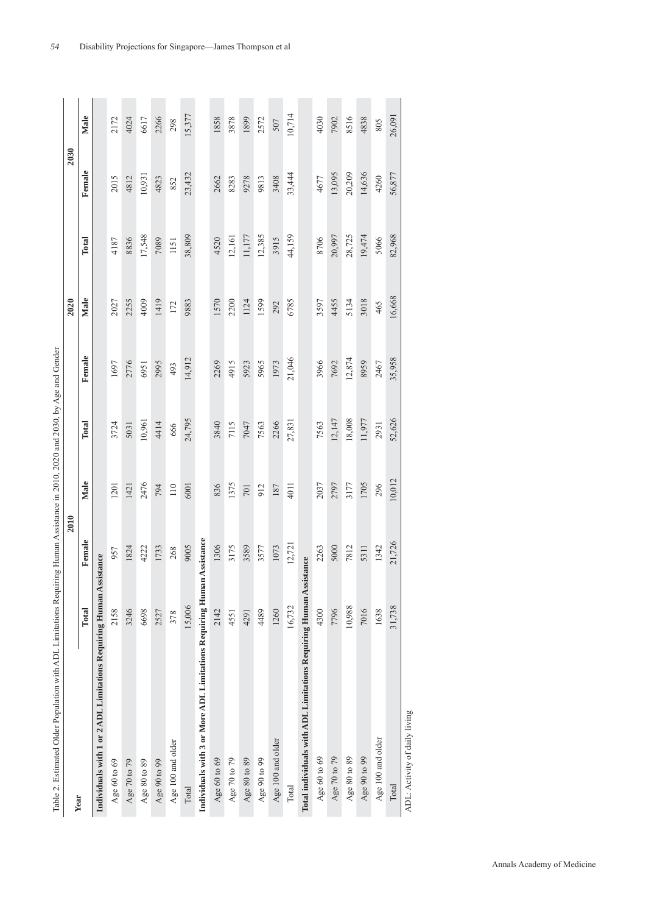Table 2. Estimated Older Population with ADL Limitations Requiring Human Assistance in 2010, 2020 and 2030, by Age and Gender

| Year | 2010 | | | 2020 | | | 2030 | | |
|---|---|---|---|---|---|---|---|---|---|
| | Total | Female | Male | Total | Female | Male | Total | Female | Male |
| **Individuals with 1 or 2 ADL Limitations Requiring Human Assistance** | | | | | | | | | |
| Age 60 to 69 | 2158 | 957 | 1201 | 3724 | 1697 | 2027 | 4187 | 2015 | 2172 |
| Age 70 to 79 | 3246 | 1824 | 1421 | 5031 | 2776 | 2255 | 8836 | 4812 | 4024 |
| Age 80 to 89 | 6698 | 4222 | 2476 | 10,961 | 6951 | 4009 | 17,548 | 10,931 | 6617 |
| Age 90 to 99 | 2527 | 1733 | 794 | 4414 | 2995 | 1419 | 7089 | 4823 | 2266 |
| Age 100 and older | 378 | 268 | 110 | 666 | 493 | 172 | 1151 | 852 | 298 |
| Total | 15,006 | 9005 | 6001 | 24,795 | 14,912 | 9883 | 38,809 | 23,432 | 15,377 |
| **Individuals with 3 or More ADL Limitations Requiring Human Assistance** | | | | | | | | | |
| Age 60 to 69 | 2142 | 1306 | 836 | 3840 | 2269 | 1570 | 4520 | 2662 | 1858 |
| Age 70 to 79 | 4551 | 3175 | 1375 | 7115 | 4915 | 2200 | 12,161 | 8283 | 3878 |
| Age 80 to 89 | 4291 | 3589 | 701 | 7047 | 5923 | 1124 | 11,177 | 9278 | 1899 |
| Age 90 to 99 | 4489 | 3577 | 912 | 7563 | 5965 | 1599 | 12,385 | 9813 | 2572 |
| Age 100 and older | 1260 | 1073 | 187 | 2266 | 1973 | 292 | 3915 | 3408 | 507 |
| Total | 16,732 | 12,721 | 4011 | 27,831 | 21,046 | 6785 | 44,159 | 33,444 | 10,714 |
| **Total individuals with ADL Limitations Requiring Human Assistance** | | | | | | | | | |
| Age 60 to 69 | 4300 | 2263 | 2037 | 7563 | 3966 | 3597 | 8706 | 4677 | 4030 |
| Age 70 to 79 | 7796 | 5000 | 2797 | 12,147 | 7692 | 4455 | 20,997 | 13,095 | 7902 |
| Age 80 to 89 | 10,988 | 7812 | 3177 | 18,008 | 12,874 | 5134 | 28,725 | 20,209 | 8516 |
| Age 90 to 99 | 7016 | 5311 | 1705 | 11,977 | 8959 | 3018 | 19,474 | 14,636 | 4838 |
| Age 100 and older | 1638 | 1342 | 296 | 2931 | 2467 | 465 | 5066 | 4260 | 805 |
| Total | 31,738 | 21,726 | 10,012 | 52,626 | 35,958 | 16,668 | 82,968 | 56,877 | 26,091 |

ADL: Activity of daily living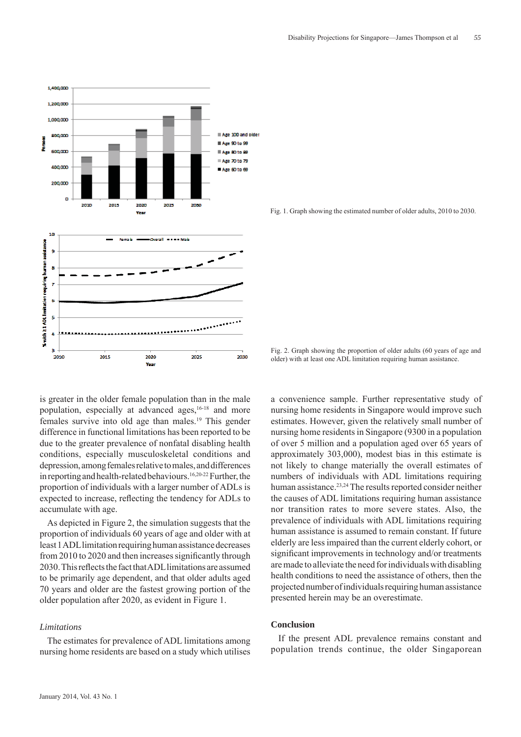Fig. 1. Graph showing the estimated number of older adults, 2010 to 2030.

Fig. 2. Graph showing the proportion of older adults (60 years of age and older) with at least one ADL limitation requiring human assistance.

is greater in the older female population than in the male population, especially at advanced ages,[16-18] and more females survive into old age than males.[19] This gender difference in functional limitations has been reported to be due to the greater prevalence of nonfatal disabling health conditions, especially musculoskeletal conditions and depression, among females relative to males, and differences in reporting and health-related behaviours.[16,20-22] Further, the proportion of individuals with a larger number of ADLs is expected to increase, reflecting the tendency for ADLs to accumulate with age.

As depicted in Figure 2, the simulation suggests that the proportion of individuals 60 years of age and older with at least 1 ADL limitation requiring human assistance decreases from 2010 to 2020 and then increases significantly through 2030. This reflects the fact that ADL limitations are assumed to be primarily age dependent, and that older adults aged 70 years and older are the fastest growing portion of the older population after 2020, as evident in Figure 1.

*Limitations*

The estimates for prevalence of ADL limitations among nursing home residents are based on a study which utilises a convenience sample. Further representative study of nursing home residents in Singapore would improve such estimates. However, given the relatively small number of nursing home residents in Singapore (9300 in a population of over 5 million and a population aged over 65 years of approximately 303,000), modest bias in this estimate is not likely to change materially the overall estimates of numbers of individuals with ADL limitations requiring human assistance.[23,24] The results reported consider neither the causes of ADL limitations requiring human assistance nor transition rates to more severe states. Also, the prevalence of individuals with ADL limitations requiring human assistance is assumed to remain constant. If future elderly are less impaired than the current elderly cohort, or significant improvements in technology and/or treatments are made to alleviate the need for individuals with disabling health conditions to need the assistance of others, then the projected number of individuals requiring human assistance presented herein may be an overestimate.

## Conclusion

If the present ADL prevalence remains constant and population trends continue, the older Singaporean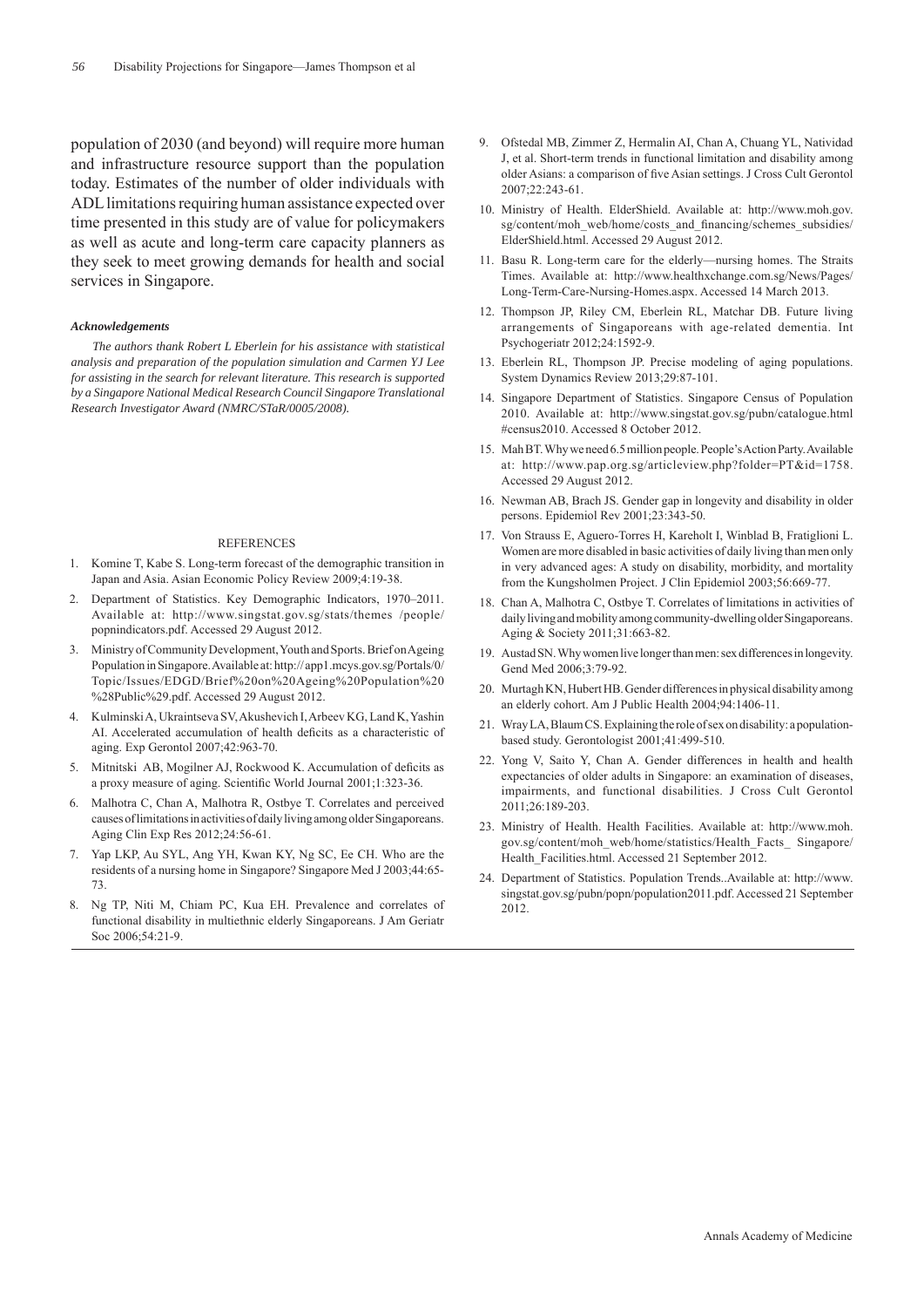population of 2030 (and beyond) will require more human and infrastructure resource support than the population today. Estimates of the number of older individuals with ADL limitations requiring human assistance expected over time presented in this study are of value for policymakers as well as acute and long-term care capacity planners as they seek to meet growing demands for health and social services in Singapore.

***Acknowledgements***

*The authors thank Robert L Eberlein for his assistance with statistical analysis and preparation of the population simulation and Carmen YJ Lee for assisting in the search for relevant literature. This research is supported by a Singapore National Medical Research Council Singapore Translational Research Investigator Award (NMRC/STaR/0005/2008).*

REFERENCES

1. Komine T, Kabe S. Long-term forecast of the demographic transition in Japan and Asia. Asian Economic Policy Review 2009;4:19-38.
2. Department of Statistics. Key Demographic Indicators, 1970–2011. Available at: http://www.singstat.gov.sg/stats/themes /people/popnindicators.pdf. Accessed 29 August 2012.
3. Ministry of Community Development, Youth and Sports. Brief on Ageing Population in Singapore. Available at: http://app1.mcys.gov.sg/Portals/0/Topic/Issues/EDGD/Brief%20on%20Ageing%20Population%20%28Public%29.pdf. Accessed 29 August 2012.
4. Kulminski A, Ukraintseva SV, Akushevich I, Arbeev KG, Land K, Yashin AI. Accelerated accumulation of health deficits as a characteristic of aging. Exp Gerontol 2007;42:963-70.
5. Mitnitski AB, Mogilner AJ, Rockwood K. Accumulation of deficits as a proxy measure of aging. Scientific World Journal 2001;1:323-36.
6. Malhotra C, Chan A, Malhotra R, Ostbye T. Correlates and perceived causes of limitations in activities of daily living among older Singaporeans. Aging Clin Exp Res 2012;24:56-61.
7. Yap LKP, Au SYL, Ang YH, Kwan KY, Ng SC, Ee CH. Who are the residents of a nursing home in Singapore? Singapore Med J 2003;44:65-73.
8. Ng TP, Niti M, Chiam PC, Kua EH. Prevalence and correlates of functional disability in multiethnic elderly Singaporeans. J Am Geriatr Soc 2006;54:21-9.
9. Ofstedal MB, Zimmer Z, Hermalin AI, Chan A, Chuang YL, Natividad J, et al. Short-term trends in functional limitation and disability among older Asians: a comparison of five Asian settings. J Cross Cult Gerontol 2007;22:243-61.
10. Ministry of Health. ElderShield. Available at: http://www.moh.gov.sg/content/moh_web/home/costs_and_financing/schemes_subsidies/ElderShield.html. Accessed 29 August 2012.
11. Basu R. Long-term care for the elderly—nursing homes. The Straits Times. Available at: http://www.healthxchange.com.sg/News/Pages/Long-Term-Care-Nursing-Homes.aspx. Accessed 14 March 2013.
12. Thompson JP, Riley CM, Eberlein RL, Matchar DB. Future living arrangements of Singaporeans with age-related dementia. Int Psychogeriatr 2012;24:1592-9.
13. Eberlein RL, Thompson JP. Precise modeling of aging populations. System Dynamics Review 2013;29:87-101.
14. Singapore Department of Statistics. Singapore Census of Population 2010. Available at: http://www.singstat.gov.sg/pubn/catalogue.html#census2010. Accessed 8 October 2012.
15. Mah BT. Why we need 6.5 million people. People's Action Party. Available at: http://www.pap.org.sg/articleview.php?folder=PT&id=1758. Accessed 29 August 2012.
16. Newman AB, Brach JS. Gender gap in longevity and disability in older persons. Epidemiol Rev 2001;23:343-50.
17. Von Strauss E, Aguero-Torres H, Kareholt I, Winblad B, Fratiglioni L. Women are more disabled in basic activities of daily living than men only in very advanced ages: A study on disability, morbidity, and mortality from the Kungsholmen Project. J Clin Epidemiol 2003;56:669-77.
18. Chan A, Malhotra C, Ostbye T. Correlates of limitations in activities of daily living and mobility among community-dwelling older Singaporeans. Aging & Society 2011;31:663-82.
19. Austad SN. Why women live longer than men: sex differences in longevity. Gend Med 2006;3:79-92.
20. Murtagh KN, Hubert HB. Gender differences in physical disability among an elderly cohort. Am J Public Health 2004;94:1406-11.
21. Wray LA, Blaum CS. Explaining the role of sex on disability: a population-based study. Gerontologist 2001;41:499-510.
22. Yong V, Saito Y, Chan A. Gender differences in health and health expectancies of older adults in Singapore: an examination of diseases, impairments, and functional disabilities. J Cross Cult Gerontol 2011;26:189-203.
23. Ministry of Health. Health Facilities. Available at: http://www.moh.gov.sg/content/moh_web/home/statistics/Health_Facts_ Singapore/Health_Facilities.html. Accessed 21 September 2012.
24. Department of Statistics. Population Trends..Available at: http://www.singstat.gov.sg/pubn/popn/population2011.pdf. Accessed 21 September 2012.